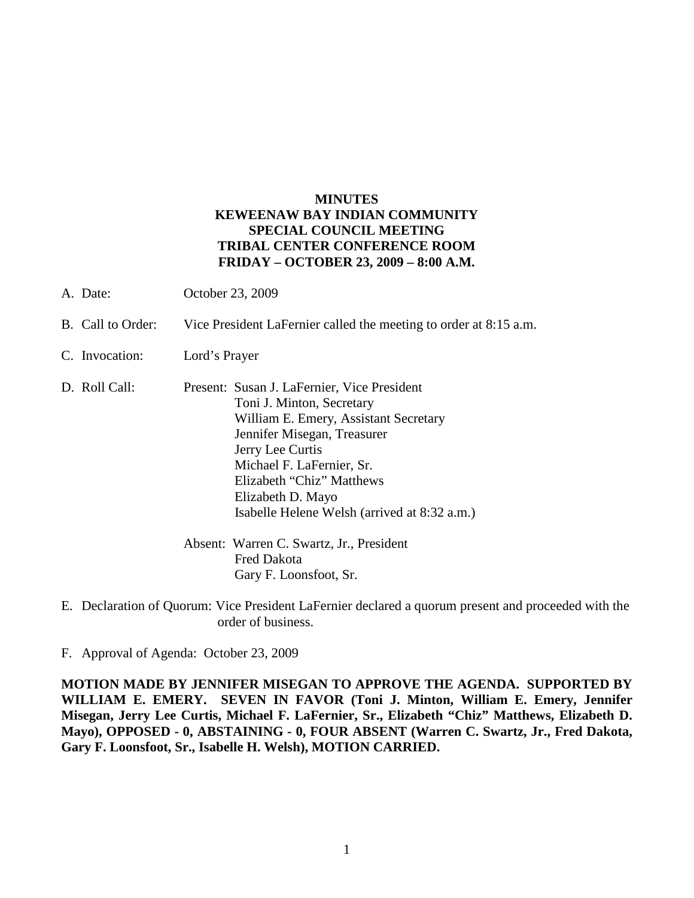**MINUTES**
**KEWEENAW BAY INDIAN COMMUNITY**
**SPECIAL COUNCIL MEETING**
**TRIBAL CENTER CONFERENCE ROOM**
**FRIDAY – OCTOBER 23, 2009 – 8:00 A.M.**

A. Date: October 23, 2009

B. Call to Order: Vice President LaFernier called the meeting to order at 8:15 a.m.

C. Invocation: Lord's Prayer

D. Roll Call: Present: Susan J. LaFernier, Vice President
Toni J. Minton, Secretary
William E. Emery, Assistant Secretary
Jennifer Misegan, Treasurer
Jerry Lee Curtis
Michael F. LaFernier, Sr.
Elizabeth "Chiz" Matthews
Elizabeth D. Mayo
Isabelle Helene Welsh (arrived at 8:32 a.m.)

Absent: Warren C. Swartz, Jr., President
Fred Dakota
Gary F. Loonsfoot, Sr.

E. Declaration of Quorum: Vice President LaFernier declared a quorum present and proceeded with the order of business.

F. Approval of Agenda: October 23, 2009

**MOTION MADE BY JENNIFER MISEGAN TO APPROVE THE AGENDA. SUPPORTED BY WILLIAM E. EMERY. SEVEN IN FAVOR (Toni J. Minton, William E. Emery, Jennifer Misegan, Jerry Lee Curtis, Michael F. LaFernier, Sr., Elizabeth "Chiz" Matthews, Elizabeth D. Mayo), OPPOSED - 0, ABSTAINING - 0, FOUR ABSENT (Warren C. Swartz, Jr., Fred Dakota, Gary F. Loonsfoot, Sr., Isabelle H. Welsh), MOTION CARRIED.**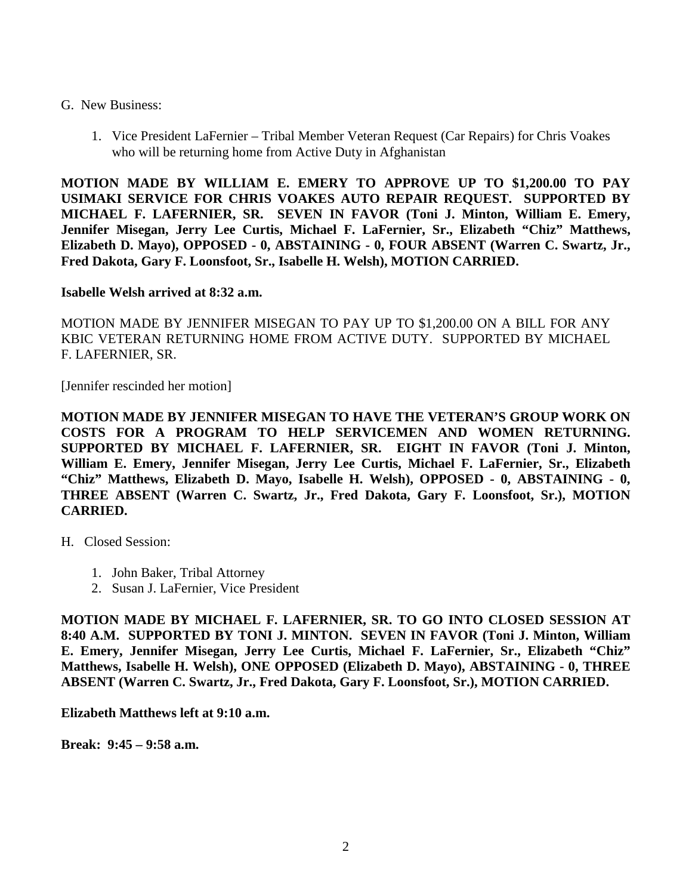G. New Business:

1. Vice President LaFernier – Tribal Member Veteran Request (Car Repairs) for Chris Voakes who will be returning home from Active Duty in Afghanistan

**MOTION MADE BY WILLIAM E. EMERY TO APPROVE UP TO $1,200.00 TO PAY USIMAKI SERVICE FOR CHRIS VOAKES AUTO REPAIR REQUEST. SUPPORTED BY MICHAEL F. LAFERNIER, SR. SEVEN IN FAVOR (Toni J. Minton, William E. Emery, Jennifer Misegan, Jerry Lee Curtis, Michael F. LaFernier, Sr., Elizabeth "Chiz" Matthews, Elizabeth D. Mayo), OPPOSED - 0, ABSTAINING - 0, FOUR ABSENT (Warren C. Swartz, Jr., Fred Dakota, Gary F. Loonsfoot, Sr., Isabelle H. Welsh), MOTION CARRIED.**

**Isabelle Welsh arrived at 8:32 a.m.**

MOTION MADE BY JENNIFER MISEGAN TO PAY UP TO $1,200.00 ON A BILL FOR ANY KBIC VETERAN RETURNING HOME FROM ACTIVE DUTY. SUPPORTED BY MICHAEL F. LAFERNIER, SR.

[Jennifer rescinded her motion]

**MOTION MADE BY JENNIFER MISEGAN TO HAVE THE VETERAN'S GROUP WORK ON COSTS FOR A PROGRAM TO HELP SERVICEMEN AND WOMEN RETURNING. SUPPORTED BY MICHAEL F. LAFERNIER, SR. EIGHT IN FAVOR (Toni J. Minton, William E. Emery, Jennifer Misegan, Jerry Lee Curtis, Michael F. LaFernier, Sr., Elizabeth "Chiz" Matthews, Elizabeth D. Mayo, Isabelle H. Welsh), OPPOSED - 0, ABSTAINING - 0, THREE ABSENT (Warren C. Swartz, Jr., Fred Dakota, Gary F. Loonsfoot, Sr.), MOTION CARRIED.**

H. Closed Session:

1. John Baker, Tribal Attorney
2. Susan J. LaFernier, Vice President

**MOTION MADE BY MICHAEL F. LAFERNIER, SR. TO GO INTO CLOSED SESSION AT 8:40 A.M. SUPPORTED BY TONI J. MINTON. SEVEN IN FAVOR (Toni J. Minton, William E. Emery, Jennifer Misegan, Jerry Lee Curtis, Michael F. LaFernier, Sr., Elizabeth "Chiz" Matthews, Isabelle H. Welsh), ONE OPPOSED (Elizabeth D. Mayo), ABSTAINING - 0, THREE ABSENT (Warren C. Swartz, Jr., Fred Dakota, Gary F. Loonsfoot, Sr.), MOTION CARRIED.**

**Elizabeth Matthews left at 9:10 a.m.**

**Break: 9:45 – 9:58 a.m.**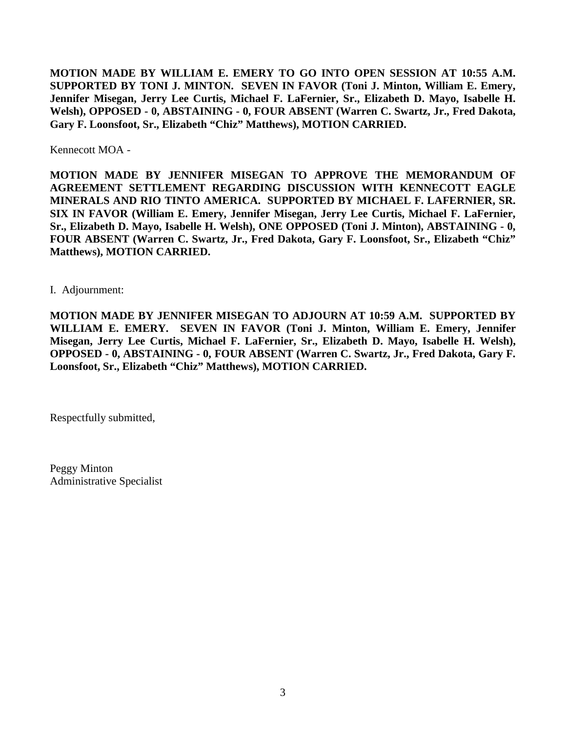**MOTION MADE BY WILLIAM E. EMERY TO GO INTO OPEN SESSION AT 10:55 A.M. SUPPORTED BY TONI J. MINTON. SEVEN IN FAVOR (Toni J. Minton, William E. Emery, Jennifer Misegan, Jerry Lee Curtis, Michael F. LaFernier, Sr., Elizabeth D. Mayo, Isabelle H. Welsh), OPPOSED - 0, ABSTAINING - 0, FOUR ABSENT (Warren C. Swartz, Jr., Fred Dakota, Gary F. Loonsfoot, Sr., Elizabeth "Chiz" Matthews), MOTION CARRIED.**

Kennecott MOA -

**MOTION MADE BY JENNIFER MISEGAN TO APPROVE THE MEMORANDUM OF AGREEMENT SETTLEMENT REGARDING DISCUSSION WITH KENNECOTT EAGLE MINERALS AND RIO TINTO AMERICA. SUPPORTED BY MICHAEL F. LAFERNIER, SR. SIX IN FAVOR (William E. Emery, Jennifer Misegan, Jerry Lee Curtis, Michael F. LaFernier, Sr., Elizabeth D. Mayo, Isabelle H. Welsh), ONE OPPOSED (Toni J. Minton), ABSTAINING - 0, FOUR ABSENT (Warren C. Swartz, Jr., Fred Dakota, Gary F. Loonsfoot, Sr., Elizabeth "Chiz" Matthews), MOTION CARRIED.**

I. Adjournment:

**MOTION MADE BY JENNIFER MISEGAN TO ADJOURN AT 10:59 A.M. SUPPORTED BY WILLIAM E. EMERY. SEVEN IN FAVOR (Toni J. Minton, William E. Emery, Jennifer Misegan, Jerry Lee Curtis, Michael F. LaFernier, Sr., Elizabeth D. Mayo, Isabelle H. Welsh), OPPOSED - 0, ABSTAINING - 0, FOUR ABSENT (Warren C. Swartz, Jr., Fred Dakota, Gary F. Loonsfoot, Sr., Elizabeth "Chiz" Matthews), MOTION CARRIED.**

Respectfully submitted,

Peggy Minton
Administrative Specialist